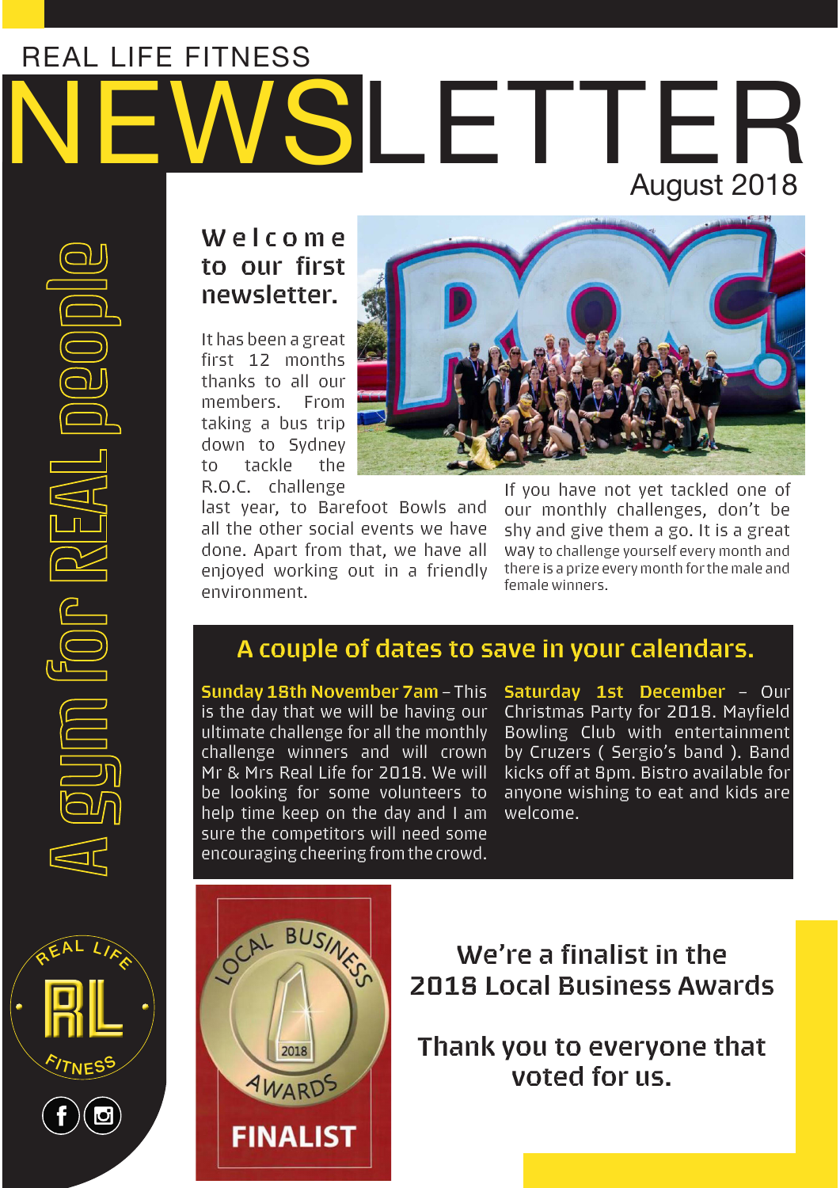REAL LIFE FITNESS

# NEWSLETTER

August 2018

A gym for REAL people

## Welcome to our first newsletter.

It has been a great first 12 months thanks to all our members. From taking a bus trip down to Sydney to tackle the R.O.C. challenge last year, to Barefoot Bowls and all the other social events we have done. Apart from that, we have all enjoyed working out in a friendly environment.

If you have not yet tackled one of our monthly challenges, don't be shy and give them a go. It is a great way to challenge yourself every month and there is a prize every month for the male and female winners.

## A couple of dates to save in your calendars.

**Sunday 18th November 7am** – This is the day that we will be having our ultimate challenge for all the monthly challenge winners and will crown Mr & Mrs Real Life for 2018. We will be looking for some volunteers to help time keep on the day and I am sure the competitors will need some encouraging cheering from the crowd.

**Saturday 1st December** – Our Christmas Party for 2018. Mayfield Bowling Club with entertainment by Cruzers ( Sergio's band ). Band kicks off at 8pm. Bistro available for anyone wishing to eat and kids are welcome.

LOCAL BUSINESS 2018 AWARDS FINALIST

## We're a finalist in the 2018 Local Business Awards

## Thank you to everyone that voted for us.

REAL LIFE FITNESS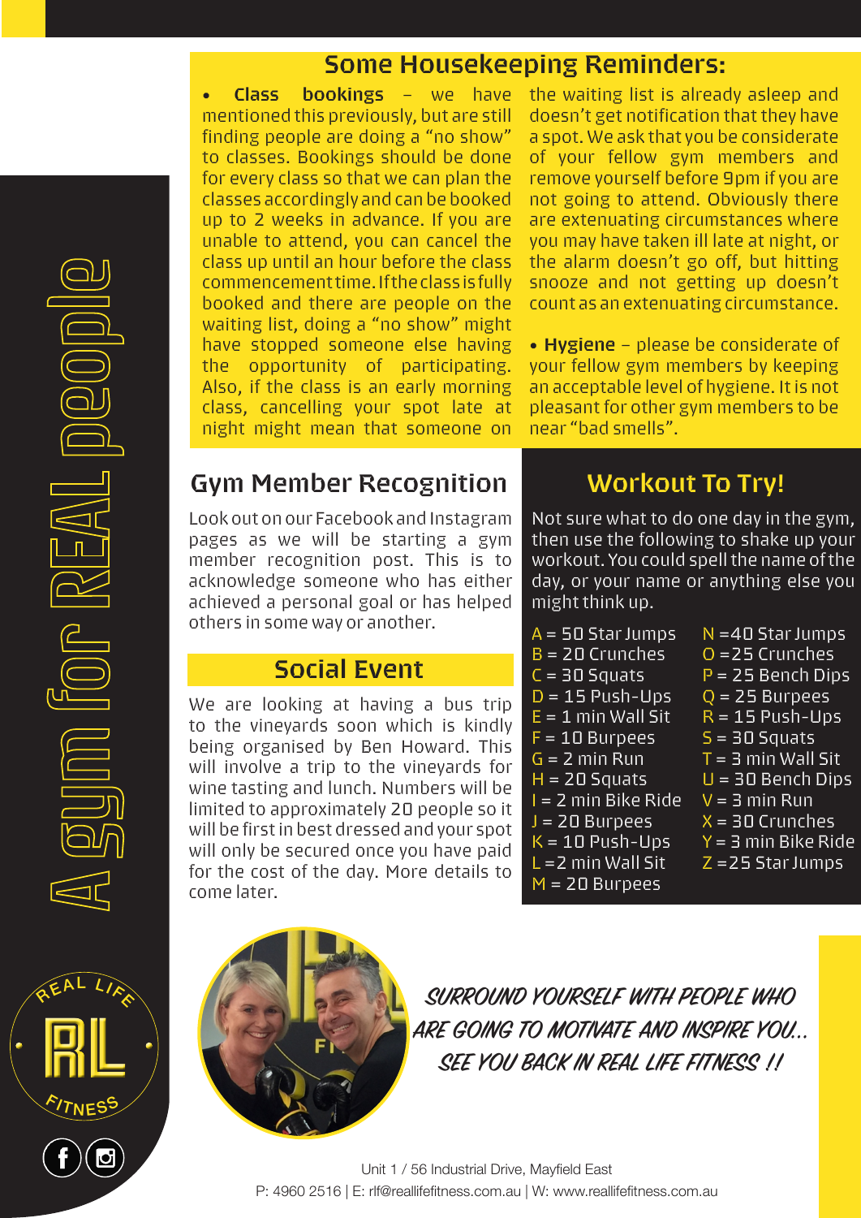## Some Housekeeping Reminders:

- **Class bookings** – we have mentioned this previously, but are still finding people are doing a "no show" to classes. Bookings should be done for every class so that we can plan the classes accordingly and can be booked up to 2 weeks in advance. If you are unable to attend, you can cancel the class up until an hour before the class commencement time. If the class is fully booked and there are people on the waiting list, doing a "no show" might have stopped someone else having the opportunity of participating. Also, if the class is an early morning class, cancelling your spot late at night might mean that someone on the waiting list is already asleep and doesn't get notification that they have a spot. We ask that you be considerate of your fellow gym members and remove yourself before 9pm if you are not going to attend. Obviously there are extenuating circumstances where you may have taken ill late at night, or the alarm doesn't go off, but hitting snooze and not getting up doesn't count as an extenuating circumstance.

- **Hygiene** – please be considerate of your fellow gym members by keeping an acceptable level of hygiene. It is not pleasant for other gym members to be near "bad smells".

## Gym Member Recognition

Look out on our Facebook and Instagram pages as we will be starting a gym member recognition post. This is to acknowledge someone who has either achieved a personal goal or has helped others in some way or another.

## Social Event

We are looking at having a bus trip to the vineyards soon which is kindly being organised by Ben Howard. This will involve a trip to the vineyards for wine tasting and lunch. Numbers will be limited to approximately 20 people so it will be first in best dressed and your spot will only be secured once you have paid for the cost of the day. More details to come later.

## Workout To Try!

Not sure what to do one day in the gym, then use the following to shake up your workout. You could spell the name of the day, or your name or anything else you might think up.

A = 50 Star Jumps
B = 20 Crunches
C = 30 Squats
D = 15 Push-Ups
E = 1 min Wall Sit
F = 10 Burpees
G = 2 min Run
H = 20 Squats
I = 2 min Bike Ride
J = 20 Burpees
K = 10 Push-Ups
L =2 min Wall Sit
M = 20 Burpees
N =40 Star Jumps
O =25 Crunches
P = 25 Bench Dips
Q = 25 Burpees
R = 15 Push-Ups
S = 30 Squats
T = 3 min Wall Sit
U = 30 Bench Dips
V = 3 min Run
X = 30 Crunches
Y = 3 min Bike Ride
Z =25 Star Jumps

A gym for REAL people

REAL LIFE RL FITNESS

*SURROUND YOURSELF WITH PEOPLE WHO ARE GOING TO MOTIVATE AND INSPIRE YOU... SEE YOU BACK IN REAL LIFE FITNESS !!*

Unit 1 / 56 Industrial Drive, Mayfield East
P: 4960 2516 | E: rlf@reallifefitness.com.au | W: www.reallifefitness.com.au